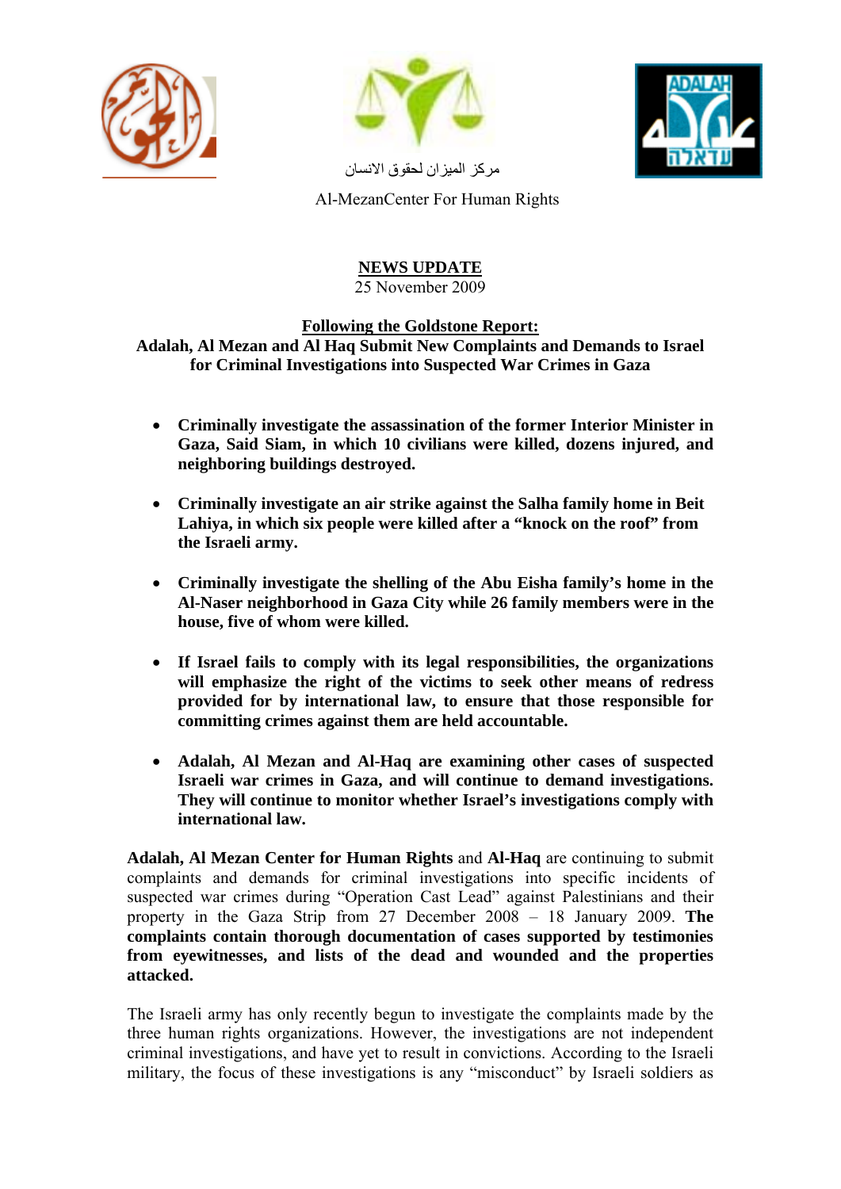مركز الميزان لحقوق الانسان

Al-MezanCenter For Human Rights

**NEWS UPDATE**

25 November 2009

**Following the Goldstone Report:**
**Adalah, Al Mezan and Al Haq Submit New Complaints and Demands to Israel for Criminal Investigations into Suspected War Crimes in Gaza**

- **Criminally investigate the assassination of the former Interior Minister in Gaza, Said Siam, in which 10 civilians were killed, dozens injured, and neighboring buildings destroyed.**
- **Criminally investigate an air strike against the Salha family home in Beit Lahiya, in which six people were killed after a "knock on the roof" from the Israeli army.**
- **Criminally investigate the shelling of the Abu Eisha family's home in the Al-Naser neighborhood in Gaza City while 26 family members were in the house, five of whom were killed.**
- **If Israel fails to comply with its legal responsibilities, the organizations will emphasize the right of the victims to seek other means of redress provided for by international law, to ensure that those responsible for committing crimes against them are held accountable.**
- **Adalah, Al Mezan and Al-Haq are examining other cases of suspected Israeli war crimes in Gaza, and will continue to demand investigations. They will continue to monitor whether Israel's investigations comply with international law.**

**Adalah, Al Mezan Center for Human Rights** and **Al-Haq** are continuing to submit complaints and demands for criminal investigations into specific incidents of suspected war crimes during "Operation Cast Lead" against Palestinians and their property in the Gaza Strip from 27 December 2008 – 18 January 2009. **The complaints contain thorough documentation of cases supported by testimonies from eyewitnesses, and lists of the dead and wounded and the properties attacked.**

The Israeli army has only recently begun to investigate the complaints made by the three human rights organizations. However, the investigations are not independent criminal investigations, and have yet to result in convictions. According to the Israeli military, the focus of these investigations is any "misconduct" by Israeli soldiers as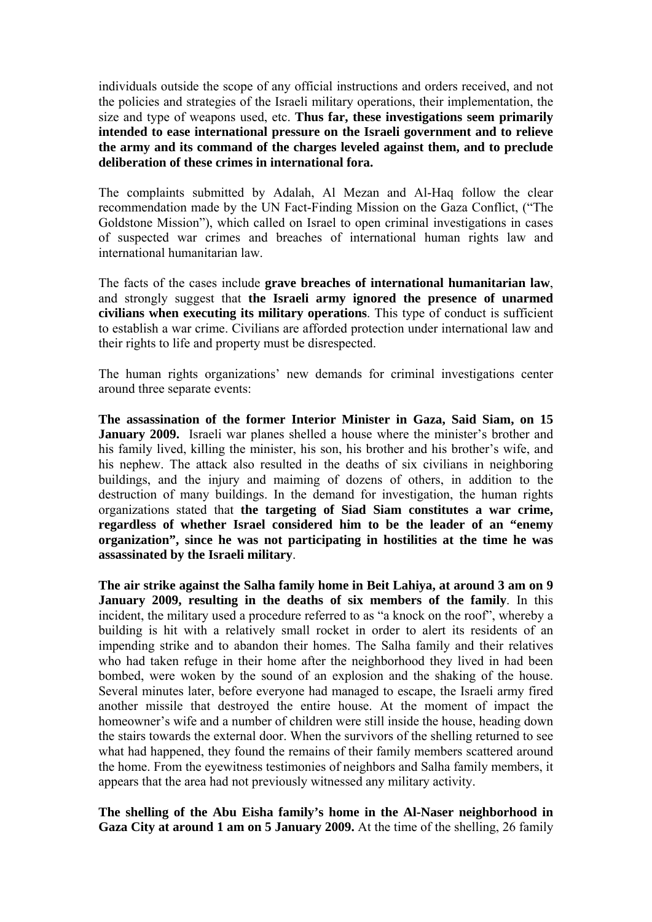individuals outside the scope of any official instructions and orders received, and not the policies and strategies of the Israeli military operations, their implementation, the size and type of weapons used, etc. **Thus far, these investigations seem primarily intended to ease international pressure on the Israeli government and to relieve the army and its command of the charges leveled against them, and to preclude deliberation of these crimes in international fora.**

The complaints submitted by Adalah, Al Mezan and Al-Haq follow the clear recommendation made by the UN Fact-Finding Mission on the Gaza Conflict, ("The Goldstone Mission"), which called on Israel to open criminal investigations in cases of suspected war crimes and breaches of international human rights law and international humanitarian law.

The facts of the cases include **grave breaches of international humanitarian law**, and strongly suggest that **the Israeli army ignored the presence of unarmed civilians when executing its military operations**. This type of conduct is sufficient to establish a war crime. Civilians are afforded protection under international law and their rights to life and property must be disrespected.

The human rights organizations' new demands for criminal investigations center around three separate events:

**The assassination of the former Interior Minister in Gaza, Said Siam, on 15 January 2009.** Israeli war planes shelled a house where the minister's brother and his family lived, killing the minister, his son, his brother and his brother's wife, and his nephew. The attack also resulted in the deaths of six civilians in neighboring buildings, and the injury and maiming of dozens of others, in addition to the destruction of many buildings. In the demand for investigation, the human rights organizations stated that **the targeting of Siad Siam constitutes a war crime, regardless of whether Israel considered him to be the leader of an "enemy organization", since he was not participating in hostilities at the time he was assassinated by the Israeli military**.

**The air strike against the Salha family home in Beit Lahiya, at around 3 am on 9 January 2009, resulting in the deaths of six members of the family**. In this incident, the military used a procedure referred to as "a knock on the roof", whereby a building is hit with a relatively small rocket in order to alert its residents of an impending strike and to abandon their homes. The Salha family and their relatives who had taken refuge in their home after the neighborhood they lived in had been bombed, were woken by the sound of an explosion and the shaking of the house. Several minutes later, before everyone had managed to escape, the Israeli army fired another missile that destroyed the entire house. At the moment of impact the homeowner's wife and a number of children were still inside the house, heading down the stairs towards the external door. When the survivors of the shelling returned to see what had happened, they found the remains of their family members scattered around the home. From the eyewitness testimonies of neighbors and Salha family members, it appears that the area had not previously witnessed any military activity.

**The shelling of the Abu Eisha family's home in the Al-Naser neighborhood in Gaza City at around 1 am on 5 January 2009.** At the time of the shelling, 26 family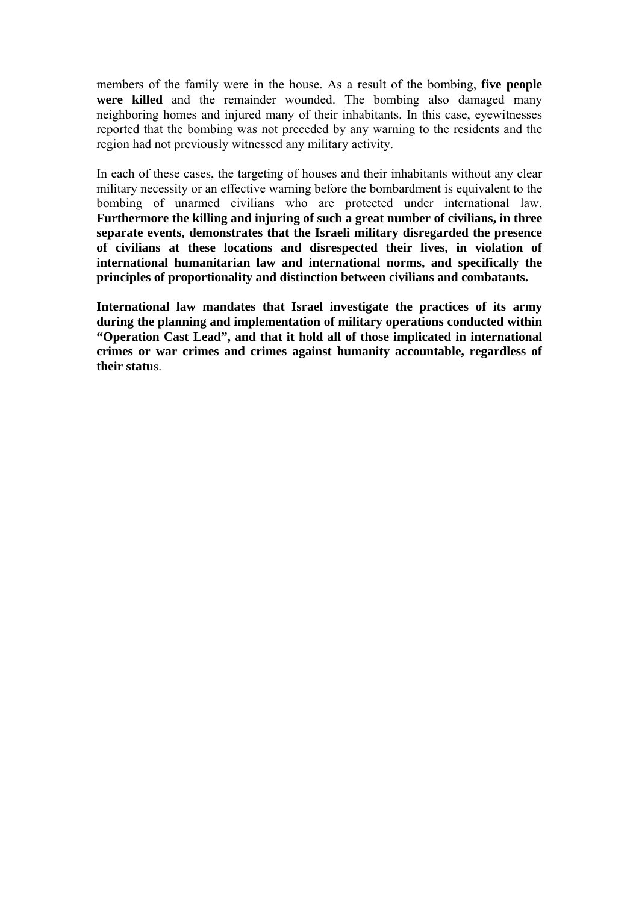members of the family were in the house. As a result of the bombing, **five people were killed** and the remainder wounded. The bombing also damaged many neighboring homes and injured many of their inhabitants. In this case, eyewitnesses reported that the bombing was not preceded by any warning to the residents and the region had not previously witnessed any military activity.

In each of these cases, the targeting of houses and their inhabitants without any clear military necessity or an effective warning before the bombardment is equivalent to the bombing of unarmed civilians who are protected under international law. **Furthermore the killing and injuring of such a great number of civilians, in three separate events, demonstrates that the Israeli military disregarded the presence of civilians at these locations and disrespected their lives, in violation of international humanitarian law and international norms, and specifically the principles of proportionality and distinction between civilians and combatants.**

**International law mandates that Israel investigate the practices of its army during the planning and implementation of military operations conducted within "Operation Cast Lead", and that it hold all of those implicated in international crimes or war crimes and crimes against humanity accountable, regardless of their statu**s.